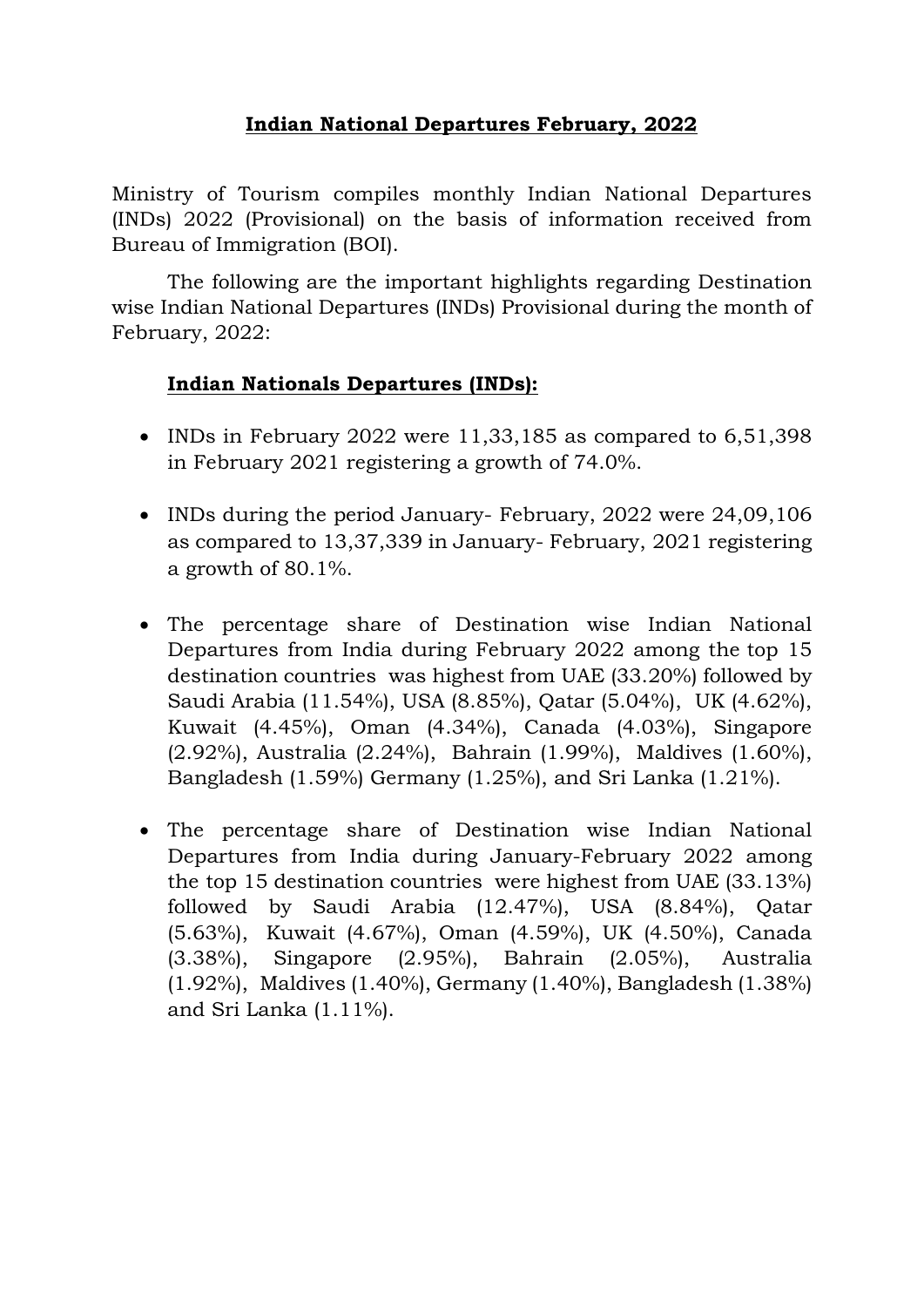# Indian National Departures February, 2022

Ministry of Tourism compiles monthly Indian National Departures (INDs) 2022 (Provisional) on the basis of information received from Bureau of Immigration (BOI).

The following are the important highlights regarding Destination wise Indian National Departures (INDs) Provisional during the month of February, 2022:

## Indian Nationals Departures (INDs):

- INDs in February 2022 were 11,33,185 as compared to 6,51,398 in February 2021 registering a growth of 74.0%.
- INDs during the period January- February, 2022 were 24,09,106 as compared to 13,37,339 in January- February, 2021 registering a growth of 80.1%.
- The percentage share of Destination wise Indian National Departures from India during February 2022 among the top 15 destination countries was highest from UAE (33.20%) followed by Saudi Arabia (11.54%), USA (8.85%), Qatar (5.04%), UK (4.62%), Kuwait (4.45%), Oman (4.34%), Canada (4.03%), Singapore (2.92%), Australia (2.24%), Bahrain (1.99%), Maldives (1.60%), Bangladesh (1.59%) Germany (1.25%), and Sri Lanka (1.21%).
- The percentage share of Destination wise Indian National Departures from India during January-February 2022 among the top 15 destination countries were highest from UAE (33.13%) followed by Saudi Arabia (12.47%), USA (8.84%), Qatar (5.63%), Kuwait (4.67%), Oman (4.59%), UK (4.50%), Canada (3.38%), Singapore (2.95%), Bahrain (2.05%), Australia (1.92%), Maldives (1.40%), Germany (1.40%), Bangladesh (1.38%) and Sri Lanka (1.11%).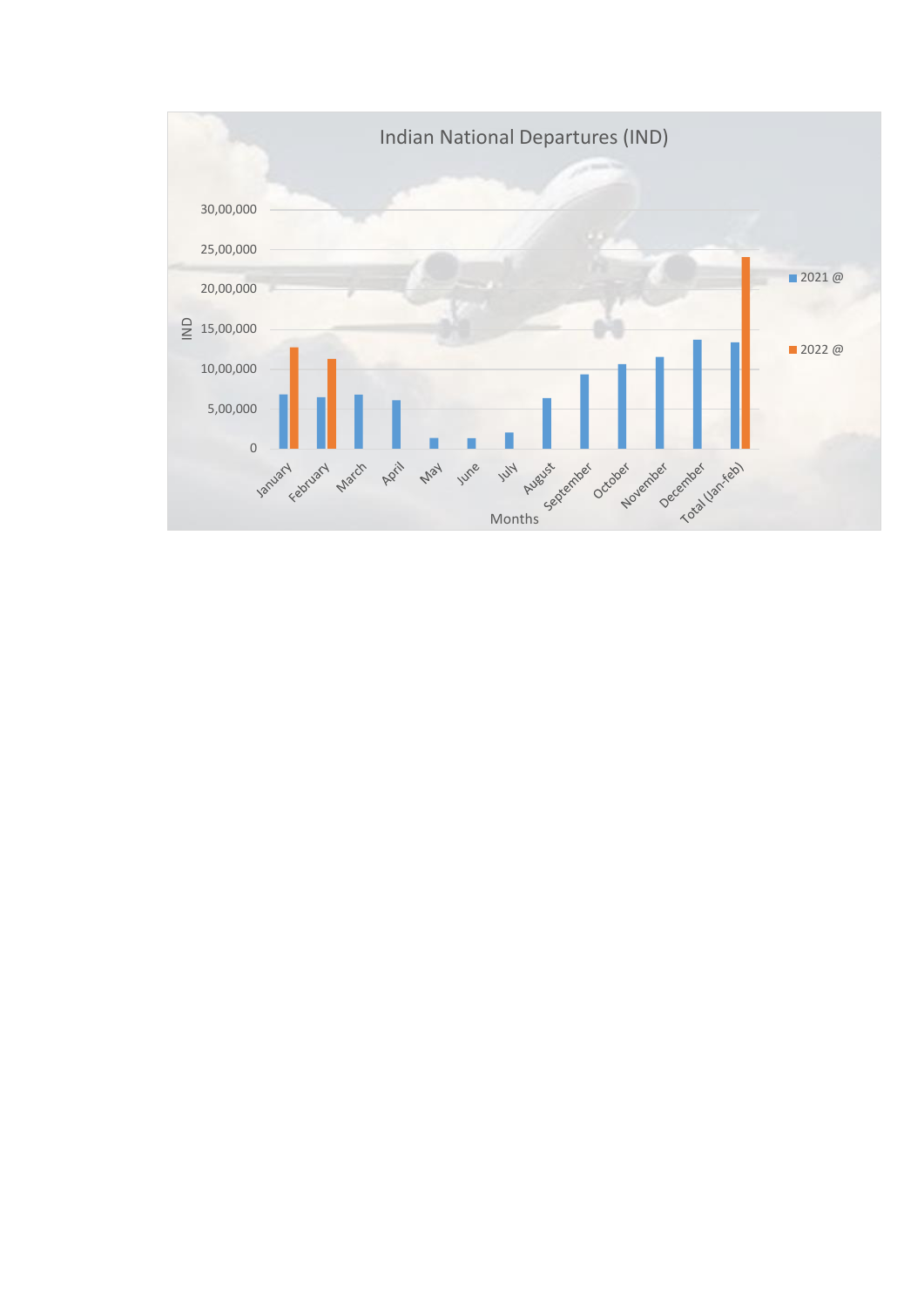Indian National Departures (IND)

30,00,000
25,00,000
20,00,000
15,00,000
10,00,000
5,00,000
0

IND

January
February
March
April
May
June
July
August
September
October
November
December
Total (Jan-feb)

Months

2021 @
2022 @